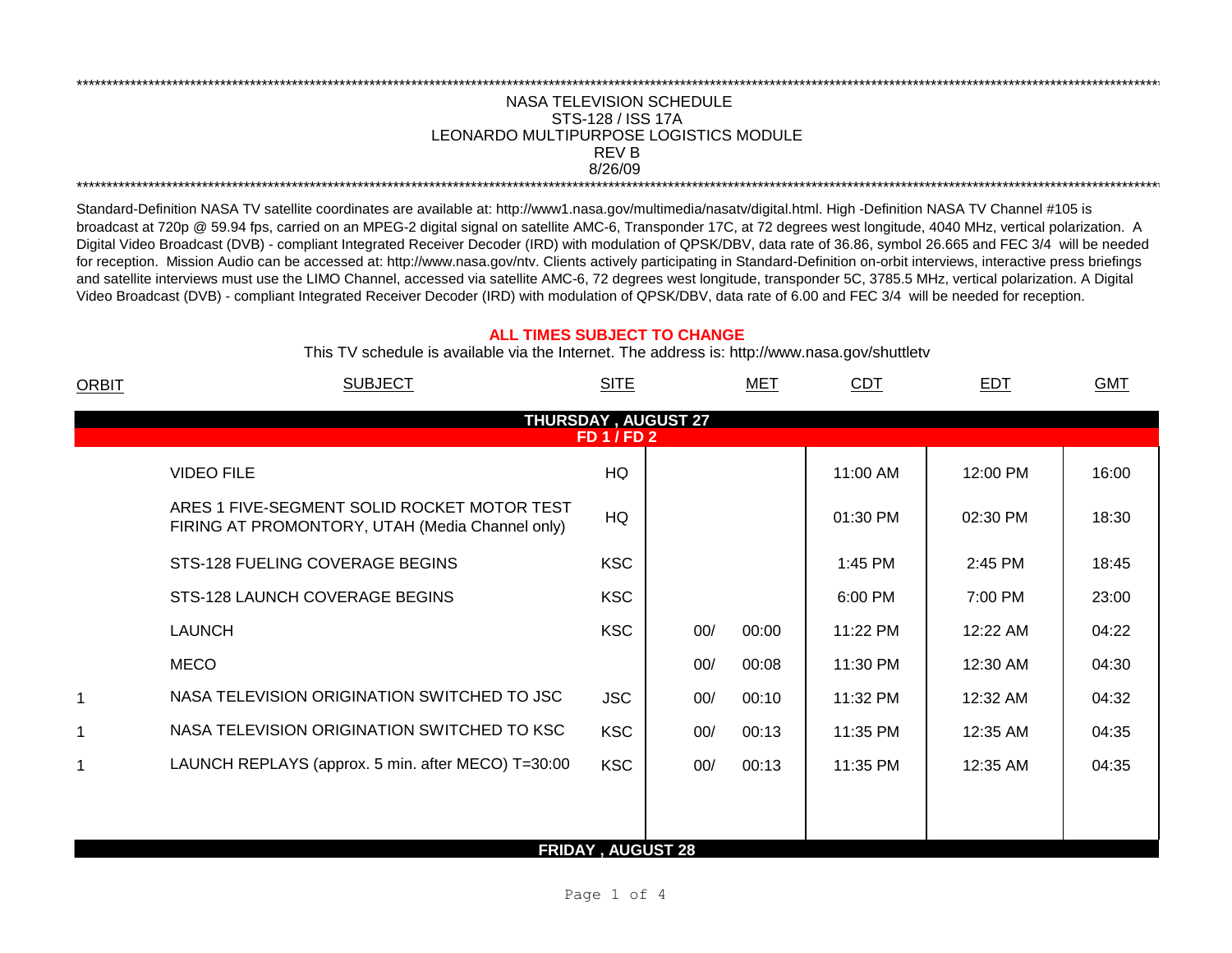NASA TELEVISION SCHEDULE
STS-128 / ISS 17A
LEONARDO MULTIPURPOSE LOGISTICS MODULE
REV B
8/26/09

Standard-Definition NASA TV satellite coordinates are available at: http://www1.nasa.gov/multimedia/nasatv/digital.html. High -Definition NASA TV Channel #105 is broadcast at 720p @ 59.94 fps, carried on an MPEG-2 digital signal on satellite AMC-6, Transponder 17C, at 72 degrees west longitude, 4040 MHz, vertical polarization. A Digital Video Broadcast (DVB) - compliant Integrated Receiver Decoder (IRD) with modulation of QPSK/DBV, data rate of 36.86, symbol 26.665 and FEC 3/4 will be needed for reception. Mission Audio can be accessed at: http://www.nasa.gov/ntv. Clients actively participating in Standard-Definition on-orbit interviews, interactive press briefings and satellite interviews must use the LIMO Channel, accessed via satellite AMC-6, 72 degrees west longitude, transponder 5C, 3785.5 MHz, vertical polarization. A Digital Video Broadcast (DVB) - compliant Integrated Receiver Decoder (IRD) with modulation of QPSK/DBV, data rate of 6.00 and FEC 3/4 will be needed for reception.

**ALL TIMES SUBJECT TO CHANGE**

This TV schedule is available via the Internet. The address is: http://www.nasa.gov/shuttletv

| ORBIT | SUBJECT | SITE | MET | | CDT | EDT | GMT |
|---|---|---|---|---|---|---|---|
| | **THURSDAY , AUGUST 27** | | | | | | |
| | **FD 1 / FD 2** | | | | | | |
| | VIDEO FILE | HQ | | | 11:00 AM | 12:00 PM | 16:00 |
| | ARES 1 FIVE-SEGMENT SOLID ROCKET MOTOR TEST FIRING AT PROMONTORY, UTAH (Media Channel only) | HQ | | | 01:30 PM | 02:30 PM | 18:30 |
| | STS-128 FUELING COVERAGE BEGINS | KSC | | | 1:45 PM | 2:45 PM | 18:45 |
| | STS-128 LAUNCH COVERAGE BEGINS | KSC | | | 6:00 PM | 7:00 PM | 23:00 |
| | LAUNCH | KSC | 00/ | 00:00 | 11:22 PM | 12:22 AM | 04:22 |
| | MECO | | 00/ | 00:08 | 11:30 PM | 12:30 AM | 04:30 |
| 1 | NASA TELEVISION ORIGINATION SWITCHED TO JSC | JSC | 00/ | 00:10 | 11:32 PM | 12:32 AM | 04:32 |
| 1 | NASA TELEVISION ORIGINATION SWITCHED TO KSC | KSC | 00/ | 00:13 | 11:35 PM | 12:35 AM | 04:35 |
| 1 | LAUNCH REPLAYS (approx. 5 min. after MECO) T=30:00 | KSC | 00/ | 00:13 | 11:35 PM | 12:35 AM | 04:35 |
| | **FRIDAY , AUGUST 28** | | | | | | |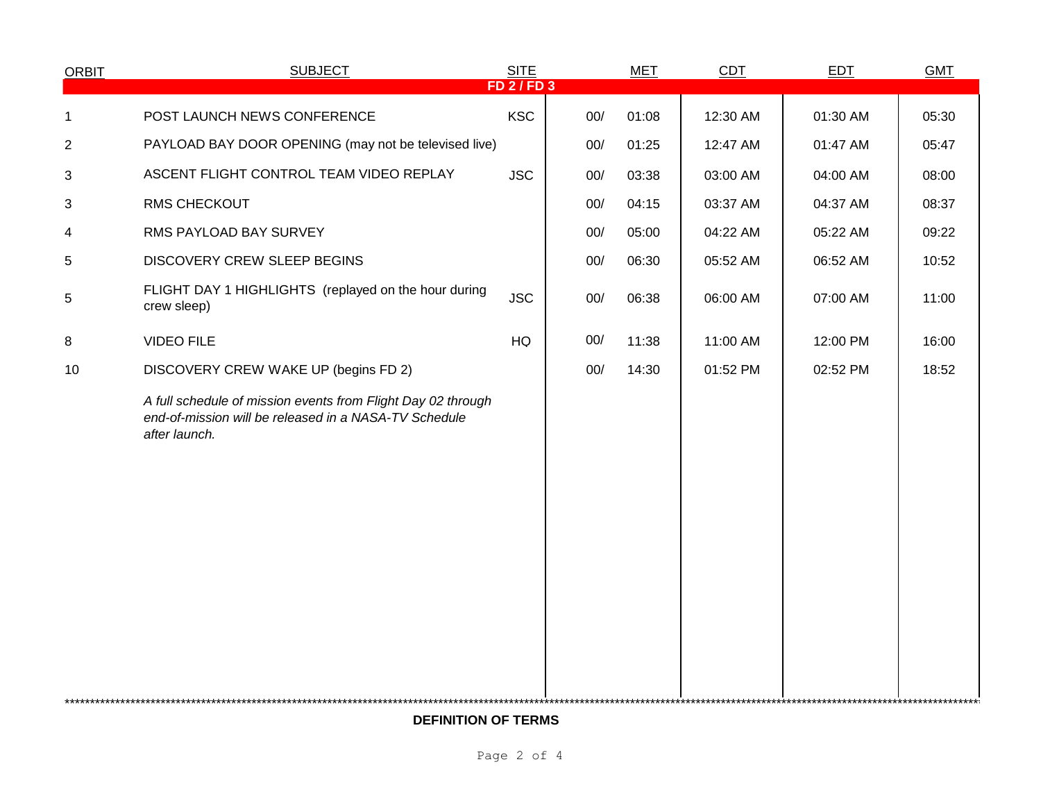| ORBIT | SUBJECT | SITE | MET | | CDT | EDT | GMT |
|---|---|---|---|---|---|---|---|
| **FD 2 / FD 3** | | | | | | | |
| 1 | POST LAUNCH NEWS CONFERENCE | KSC | 00/ | 01:08 | 12:30 AM | 01:30 AM | 05:30 |
| 2 | PAYLOAD BAY DOOR OPENING (may not be televised live) | | 00/ | 01:25 | 12:47 AM | 01:47 AM | 05:47 |
| 3 | ASCENT FLIGHT CONTROL TEAM VIDEO REPLAY | JSC | 00/ | 03:38 | 03:00 AM | 04:00 AM | 08:00 |
| 3 | RMS CHECKOUT | | 00/ | 04:15 | 03:37 AM | 04:37 AM | 08:37 |
| 4 | RMS PAYLOAD BAY SURVEY | | 00/ | 05:00 | 04:22 AM | 05:22 AM | 09:22 |
| 5 | DISCOVERY CREW SLEEP BEGINS | | 00/ | 06:30 | 05:52 AM | 06:52 AM | 10:52 |
| 5 | FLIGHT DAY 1 HIGHLIGHTS (replayed on the hour during crew sleep) | JSC | 00/ | 06:38 | 06:00 AM | 07:00 AM | 11:00 |
| 8 | VIDEO FILE | HQ | 00/ | 11:38 | 11:00 AM | 12:00 PM | 16:00 |
| 10 | DISCOVERY CREW WAKE UP (begins FD 2) | | 00/ | 14:30 | 01:52 PM | 02:52 PM | 18:52 |
| | *A full schedule of mission events from Flight Day 02 through end-of-mission will be released in a NASA-TV Schedule after launch.* | | | | | | |

**DEFINITION OF TERMS**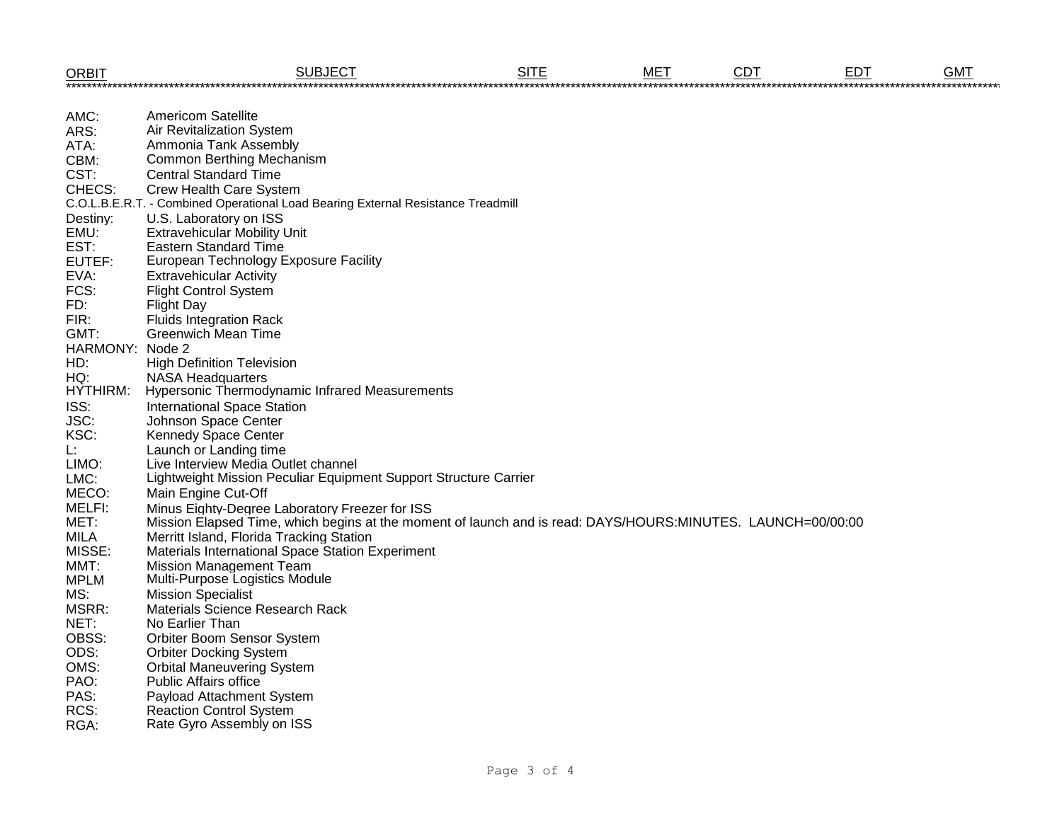| ORBIT | SUBJECT | SITE | MET | CDT | EDT | GMT |
|---|---|---|---|---|---|---|

AMC: Americom Satellite
ARS: Air Revitalization System
ATA: Ammonia Tank Assembly
CBM: Common Berthing Mechanism
CST: Central Standard Time
CHECS: Crew Health Care System
C.O.L.B.E.R.T. - Combined Operational Load Bearing External Resistance Treadmill
Destiny: U.S. Laboratory on ISS
EMU: Extravehicular Mobility Unit
EST: Eastern Standard Time
EUTEF: European Technology Exposure Facility
EVA: Extravehicular Activity
FCS: Flight Control System
FD: Flight Day
FIR: Fluids Integration Rack
GMT: Greenwich Mean Time
HARMONY: Node 2
HD: High Definition Television
HQ: NASA Headquarters
HYTHIRM: Hypersonic Thermodynamic Infrared Measurements
ISS: International Space Station
JSC: Johnson Space Center
KSC: Kennedy Space Center
L: Launch or Landing time
LIMO: Live Interview Media Outlet channel
LMC: Lightweight Mission Peculiar Equipment Support Structure Carrier
MECO: Main Engine Cut-Off
MELFI: Minus Eighty-Degree Laboratory Freezer for ISS
MET: Mission Elapsed Time, which begins at the moment of launch and is read: DAYS/HOURS:MINUTES. LAUNCH=00/00:00
MILA Merritt Island, Florida Tracking Station
MISSE: Materials International Space Station Experiment
MMT: Mission Management Team
MPLM Multi-Purpose Logistics Module
MS: Mission Specialist
MSRR: Materials Science Research Rack
NET: No Earlier Than
OBSS: Orbiter Boom Sensor System
ODS: Orbiter Docking System
OMS: Orbital Maneuvering System
PAO: Public Affairs office
PAS: Payload Attachment System
RCS: Reaction Control System
RGA: Rate Gyro Assembly on ISS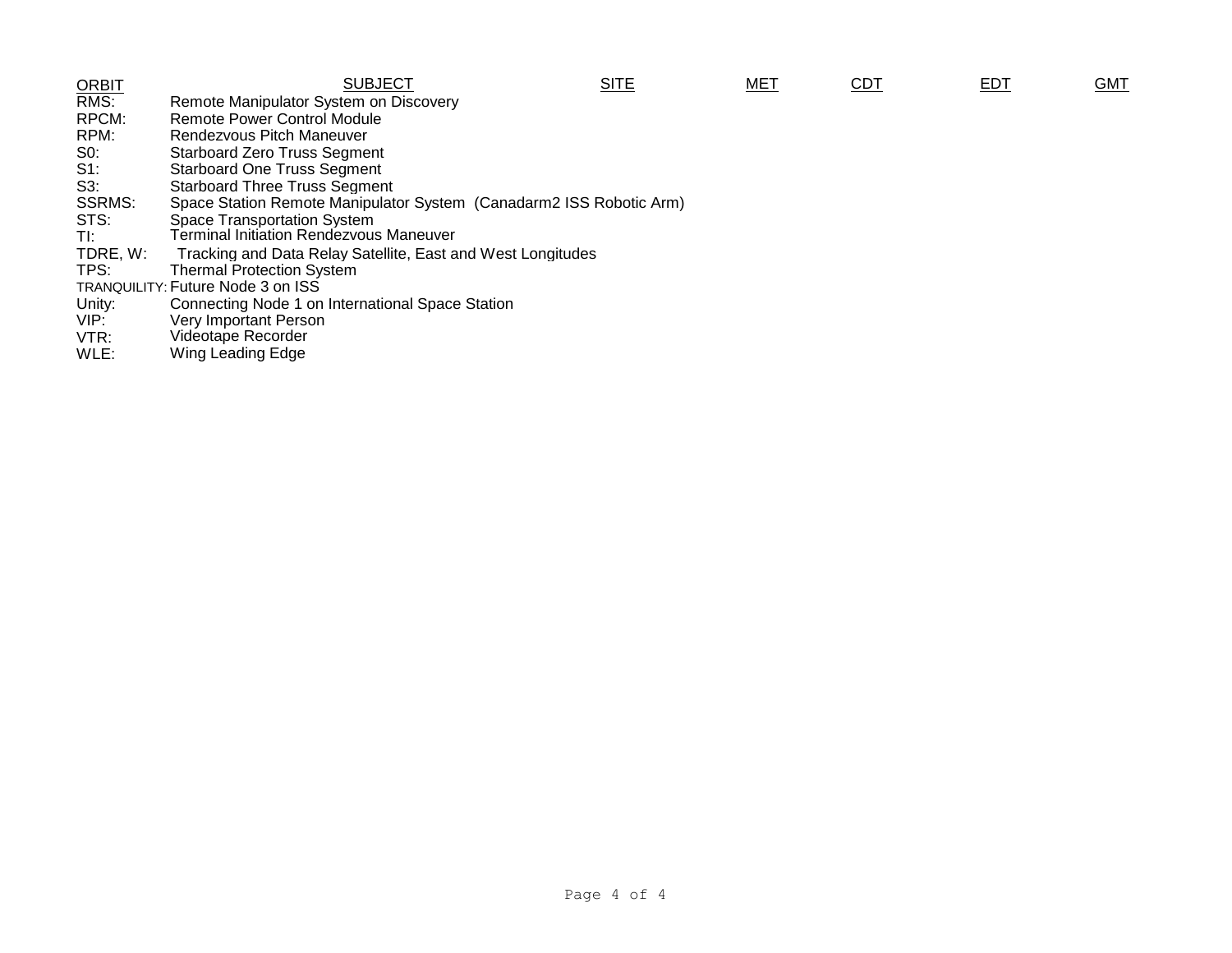| ORBIT | SUBJECT | SITE | MET | CDT | EDT | GMT |
|---|---|---|---|---|---|---|
| RMS: | Remote Manipulator System on Discovery | | | | | |
| RPCM: | Remote Power Control Module | | | | | |
| RPM: | Rendezvous Pitch Maneuver | | | | | |
| S0: | Starboard Zero Truss Segment | | | | | |
| S1: | Starboard One Truss Segment | | | | | |
| S3: | Starboard Three Truss Segment | | | | | |
| SSRMS: | Space Station Remote Manipulator System (Canadarm2 ISS Robotic Arm) | | | | | |
| STS: | Space Transportation System | | | | | |
| TI: | Terminal Initiation Rendezvous Maneuver | | | | | |
| TDRE, W: | Tracking and Data Relay Satellite, East and West Longitudes | | | | | |
| TPS: | Thermal Protection System | | | | | |
| TRANQUILITY: | Future Node 3 on ISS | | | | | |
| Unity: | Connecting Node 1 on International Space Station | | | | | |
| VIP: | Very Important Person | | | | | |
| VTR: | Videotape Recorder | | | | | |
| WLE: | Wing Leading Edge | | | | | |